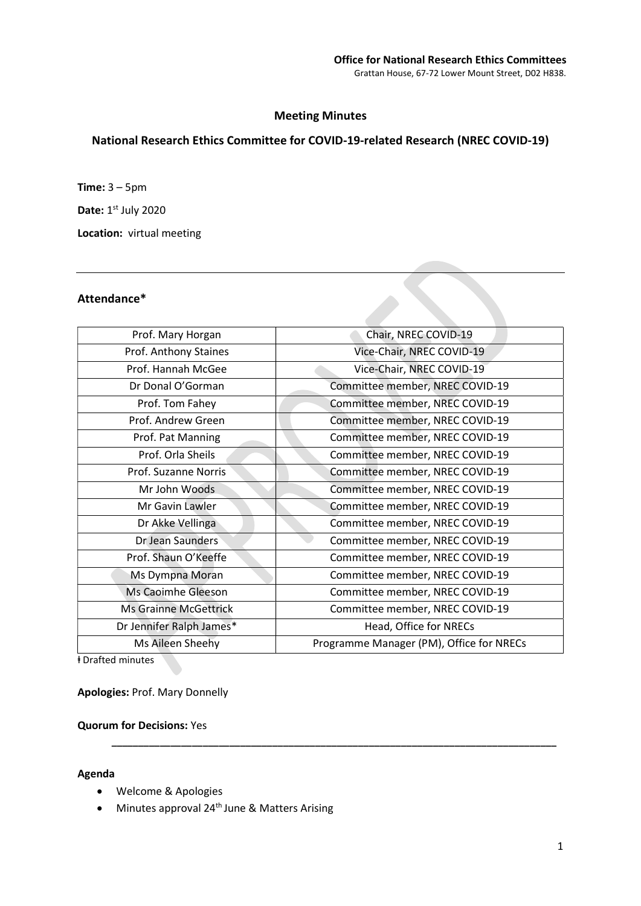**Office for National Research Ethics Committees**
Grattan House, 67-72 Lower Mount Street, D02 H838.

## Meeting Minutes

## National Research Ethics Committee for COVID-19-related Research (NREC COVID-19)

**Time:** 3 – 5pm

**Date:** 1st July 2020

**Location:** virtual meeting

---

### Attendance*

| | |
|---|---|
| Prof. Mary Horgan | Chair, NREC COVID-19 |
| Prof. Anthony Staines | Vice-Chair, NREC COVID-19 |
| Prof. Hannah McGee | Vice-Chair, NREC COVID-19 |
| Dr Donal O'Gorman | Committee member, NREC COVID-19 |
| Prof. Tom Fahey | Committee member, NREC COVID-19 |
| Prof. Andrew Green | Committee member, NREC COVID-19 |
| Prof. Pat Manning | Committee member, NREC COVID-19 |
| Prof. Orla Sheils | Committee member, NREC COVID-19 |
| Prof. Suzanne Norris | Committee member, NREC COVID-19 |
| Mr John Woods | Committee member, NREC COVID-19 |
| Mr Gavin Lawler | Committee member, NREC COVID-19 |
| Dr Akke Vellinga | Committee member, NREC COVID-19 |
| Dr Jean Saunders | Committee member, NREC COVID-19 |
| Prof. Shaun O'Keeffe | Committee member, NREC COVID-19 |
| Ms Dympna Moran | Committee member, NREC COVID-19 |
| Ms Caoimhe Gleeson | Committee member, NREC COVID-19 |
| Ms Grainne McGettrick | Committee member, NREC COVID-19 |
| Dr Jennifer Ralph James* | Head, Office for NRECs |
| Ms Aileen Sheehy | Programme Manager (PM), Office for NRECs |

ƚ Drafted minutes

**Apologies:** Prof. Mary Donnelly

**Quorum for Decisions:** Yes

---

**Agenda**

- Welcome & Apologies
- Minutes approval 24th June & Matters Arising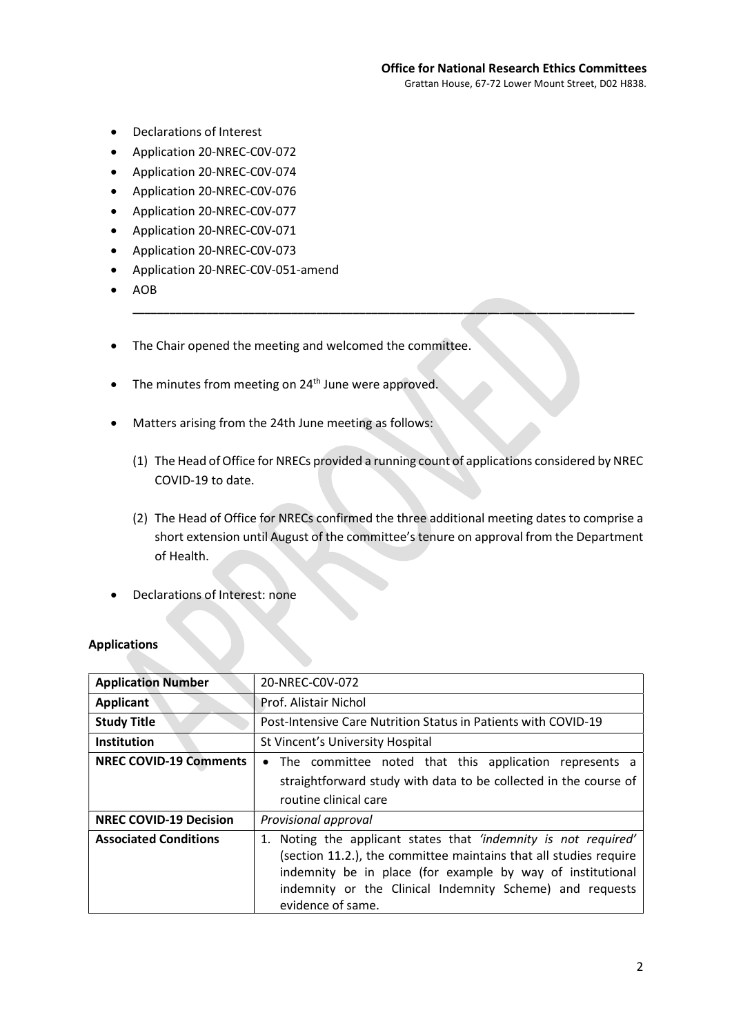- Declarations of Interest
- Application 20-NREC-C0V-072
- Application 20-NREC-C0V-074
- Application 20-NREC-C0V-076
- Application 20-NREC-C0V-077
- Application 20-NREC-C0V-071
- Application 20-NREC-C0V-073
- Application 20-NREC-C0V-051-amend
- AOB

---

- The Chair opened the meeting and welcomed the committee.
- The minutes from meeting on 24th June were approved.
- Matters arising from the 24th June meeting as follows:

  (1) The Head of Office for NRECs provided a running count of applications considered by NREC COVID-19 to date.

  (2) The Head of Office for NRECs confirmed the three additional meeting dates to comprise a short extension until August of the committee's tenure on approval from the Department of Health.

- Declarations of Interest: none

**Applications**

| **Application Number** | 20-NREC-C0V-072 |
|---|---|
| **Applicant** | Prof. Alistair Nichol |
| **Study Title** | Post-Intensive Care Nutrition Status in Patients with COVID-19 |
| **Institution** | St Vincent's University Hospital |
| **NREC COVID-19 Comments** | • The committee noted that this application represents a straightforward study with data to be collected in the course of routine clinical care |
| **NREC COVID-19 Decision** | *Provisional approval* |
| **Associated Conditions** | 1. Noting the applicant states that *'indemnity is not required'* (section 11.2.), the committee maintains that all studies require indemnity be in place (for example by way of institutional indemnity or the Clinical Indemnity Scheme) and requests evidence of same. |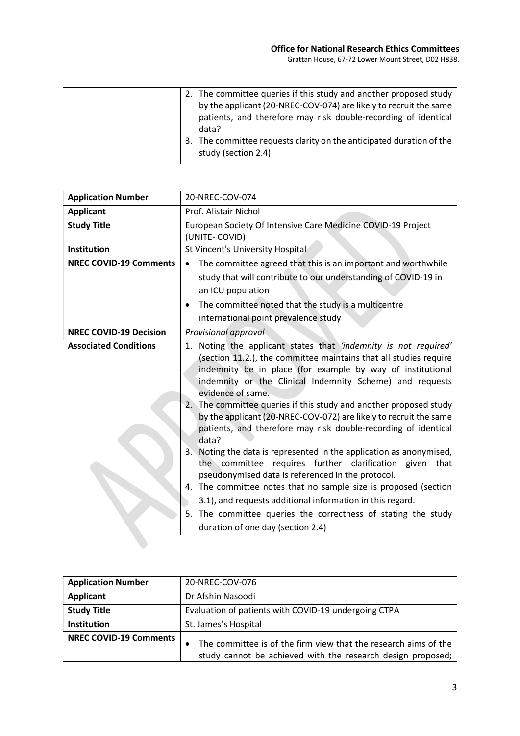| | |
|---|---|
| | 2. The committee queries if this study and another proposed study by the applicant (20-NREC-COV-074) are likely to recruit the same patients, and therefore may risk double-recording of identical data?<br>3. The committee requests clarity on the anticipated duration of the study (section 2.4). |

| **Application Number** | 20-NREC-COV-074 |
|---|---|
| **Applicant** | Prof. Alistair Nichol |
| **Study Title** | European Society Of Intensive Care Medicine COVID-19 Project (UNITE- COVID) |
| **Institution** | St Vincent's University Hospital |
| **NREC COVID-19 Comments** | • The committee agreed that this is an important and worthwhile study that will contribute to our understanding of COVID-19 in an ICU population<br>• The committee noted that the study is a multicentre international point prevalence study |
| **NREC COVID-19 Decision** | *Provisional approval* |
| **Associated Conditions** | 1. Noting the applicant states that *'indemnity is not required'* (section 11.2.), the committee maintains that all studies require indemnity be in place (for example by way of institutional indemnity or the Clinical Indemnity Scheme) and requests evidence of same.<br>2. The committee queries if this study and another proposed study by the applicant (20-NREC-COV-072) are likely to recruit the same patients, and therefore may risk double-recording of identical data?<br>3. Noting the data is represented in the application as anonymised, the committee requires further clarification given that pseudonymised data is referenced in the protocol.<br>4. The committee notes that no sample size is proposed (section 3.1), and requests additional information in this regard.<br>5. The committee queries the correctness of stating the study duration of one day (section 2.4) |

| **Application Number** | 20-NREC-COV-076 |
|---|---|
| **Applicant** | Dr Afshin Nasoodi |
| **Study Title** | Evaluation of patients with COVID-19 undergoing CTPA |
| **Institution** | St. James's Hospital |
| **NREC COVID-19 Comments** | • The committee is of the firm view that the research aims of the study cannot be achieved with the research design proposed; |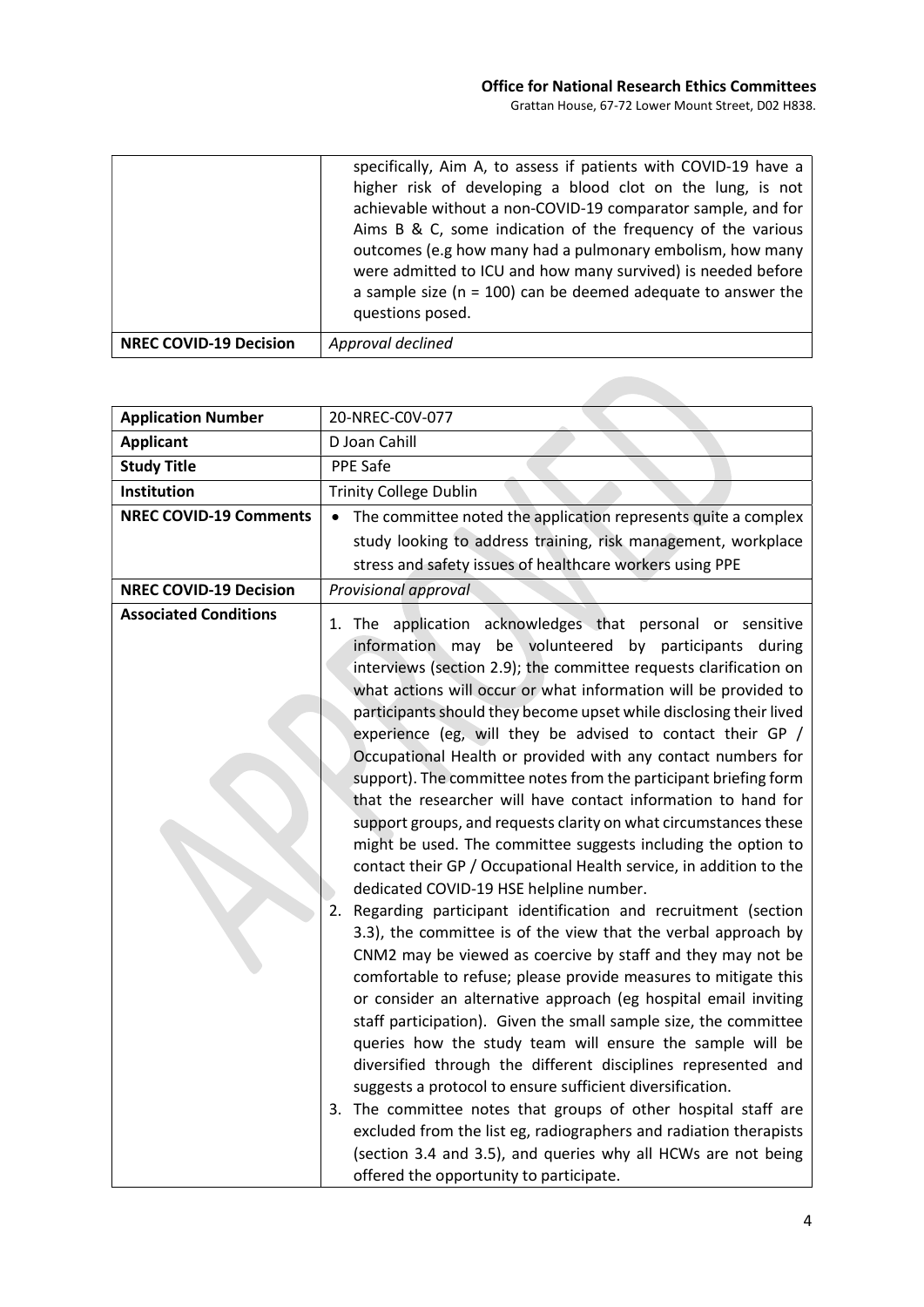| | |
|---|---|
| | specifically, Aim A, to assess if patients with COVID-19 have a higher risk of developing a blood clot on the lung, is not achievable without a non-COVID-19 comparator sample, and for Aims B & C, some indication of the frequency of the various outcomes (e.g how many had a pulmonary embolism, how many were admitted to ICU and how many survived) is needed before a sample size (n = 100) can be deemed adequate to answer the questions posed. |
| **NREC COVID-19 Decision** | *Approval declined* |

| | |
|---|---|
| **Application Number** | 20-NREC-COV-077 |
| **Applicant** | D Joan Cahill |
| **Study Title** | PPE Safe |
| **Institution** | Trinity College Dublin |
| **NREC COVID-19 Comments** | • The committee noted the application represents quite a complex study looking to address training, risk management, workplace stress and safety issues of healthcare workers using PPE |
| **NREC COVID-19 Decision** | *Provisional approval* |
| **Associated Conditions** | 1. The application acknowledges that personal or sensitive information may be volunteered by participants during interviews (section 2.9); the committee requests clarification on what actions will occur or what information will be provided to participants should they become upset while disclosing their lived experience (eg, will they be advised to contact their GP / Occupational Health or provided with any contact numbers for support). The committee notes from the participant briefing form that the researcher will have contact information to hand for support groups, and requests clarity on what circumstances these might be used. The committee suggests including the option to contact their GP / Occupational Health service, in addition to the dedicated COVID-19 HSE helpline number.<br>2. Regarding participant identification and recruitment (section 3.3), the committee is of the view that the verbal approach by CNM2 may be viewed as coercive by staff and they may not be comfortable to refuse; please provide measures to mitigate this or consider an alternative approach (eg hospital email inviting staff participation). Given the small sample size, the committee queries how the study team will ensure the sample will be diversified through the different disciplines represented and suggests a protocol to ensure sufficient diversification.<br>3. The committee notes that groups of other hospital staff are excluded from the list eg, radiographers and radiation therapists (section 3.4 and 3.5), and queries why all HCWs are not being offered the opportunity to participate. |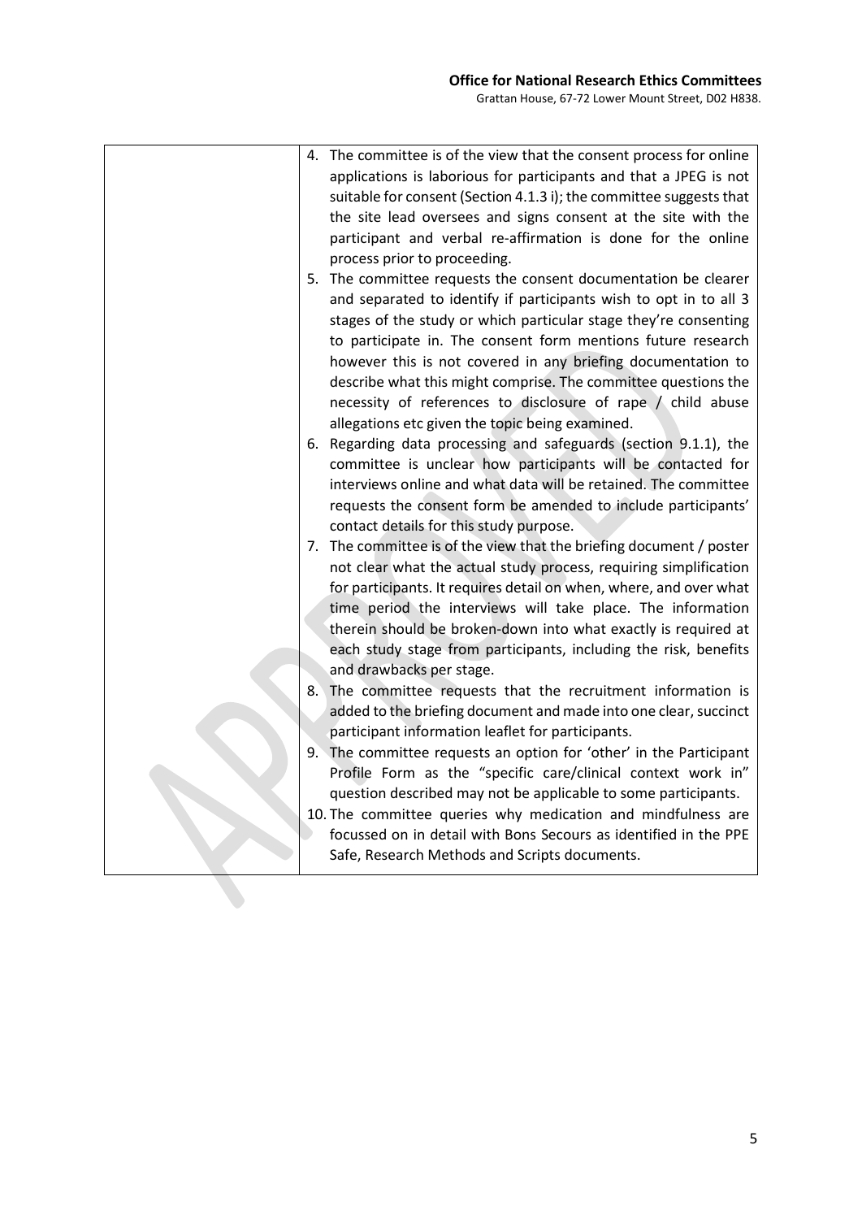| | 4. The committee is of the view that the consent process for online applications is laborious for participants and that a JPEG is not suitable for consent (Section 4.1.3 i); the committee suggests that the site lead oversees and signs consent at the site with the participant and verbal re-affirmation is done for the online process prior to proceeding.<br>5. The committee requests the consent documentation be clearer and separated to identify if participants wish to opt in to all 3 stages of the study or which particular stage they're consenting to participate in. The consent form mentions future research however this is not covered in any briefing documentation to describe what this might comprise. The committee questions the necessity of references to disclosure of rape / child abuse allegations etc given the topic being examined.<br>6. Regarding data processing and safeguards (section 9.1.1), the committee is unclear how participants will be contacted for interviews online and what data will be retained. The committee requests the consent form be amended to include participants' contact details for this study purpose.<br>7. The committee is of the view that the briefing document / poster not clear what the actual study process, requiring simplification for participants. It requires detail on when, where, and over what time period the interviews will take place. The information therein should be broken-down into what exactly is required at each study stage from participants, including the risk, benefits and drawbacks per stage.<br>8. The committee requests that the recruitment information is added to the briefing document and made into one clear, succinct participant information leaflet for participants.<br>9. The committee requests an option for 'other' in the Participant Profile Form as the "specific care/clinical context work in" question described may not be applicable to some participants.<br>10. The committee queries why medication and mindfulness are focussed on in detail with Bons Secours as identified in the PPE Safe, Research Methods and Scripts documents. |
|---|---|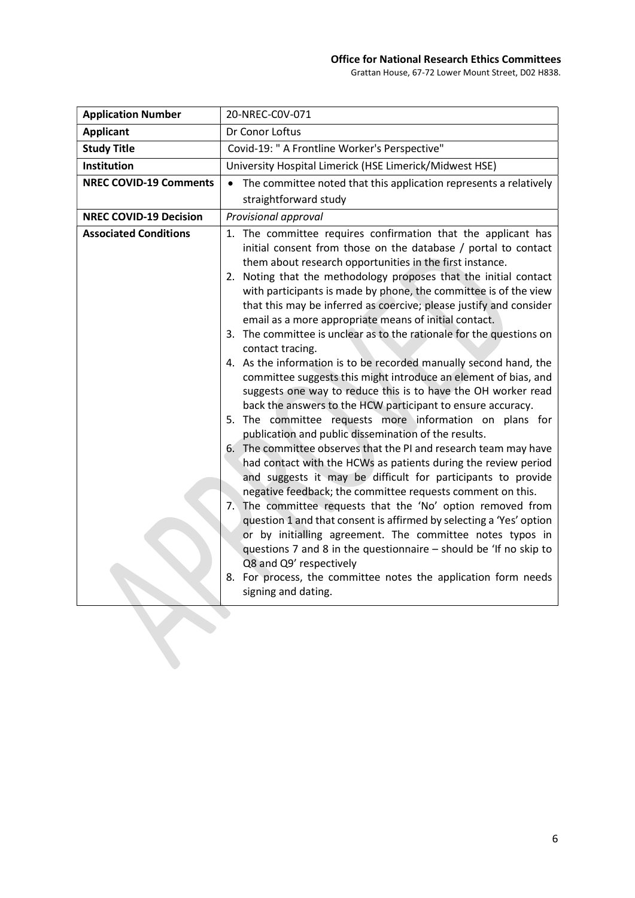**Office for National Research Ethics Committees**
Grattan House, 67-72 Lower Mount Street, D02 H838.

| **Application Number** | 20-NREC-COV-071 |
|---|---|
| **Applicant** | Dr Conor Loftus |
| **Study Title** | Covid-19: " A Frontline Worker's Perspective" |
| **Institution** | University Hospital Limerick (HSE Limerick/Midwest HSE) |
| **NREC COVID-19 Comments** | • The committee noted that this application represents a relatively straightforward study |
| **NREC COVID-19 Decision** | *Provisional approval* |
| **Associated Conditions** | 1. The committee requires confirmation that the applicant has initial consent from those on the database / portal to contact them about research opportunities in the first instance.<br>2. Noting that the methodology proposes that the initial contact with participants is made by phone, the committee is of the view that this may be inferred as coercive; please justify and consider email as a more appropriate means of initial contact.<br>3. The committee is unclear as to the rationale for the questions on contact tracing.<br>4. As the information is to be recorded manually second hand, the committee suggests this might introduce an element of bias, and suggests one way to reduce this is to have the OH worker read back the answers to the HCW participant to ensure accuracy.<br>5. The committee requests more information on plans for publication and public dissemination of the results.<br>6. The committee observes that the PI and research team may have had contact with the HCWs as patients during the review period and suggests it may be difficult for participants to provide negative feedback; the committee requests comment on this.<br>7. The committee requests that the 'No' option removed from question 1 and that consent is affirmed by selecting a 'Yes' option or by initialling agreement. The committee notes typos in questions 7 and 8 in the questionnaire – should be 'If no skip to Q8 and Q9' respectively<br>8. For process, the committee notes the application form needs signing and dating. |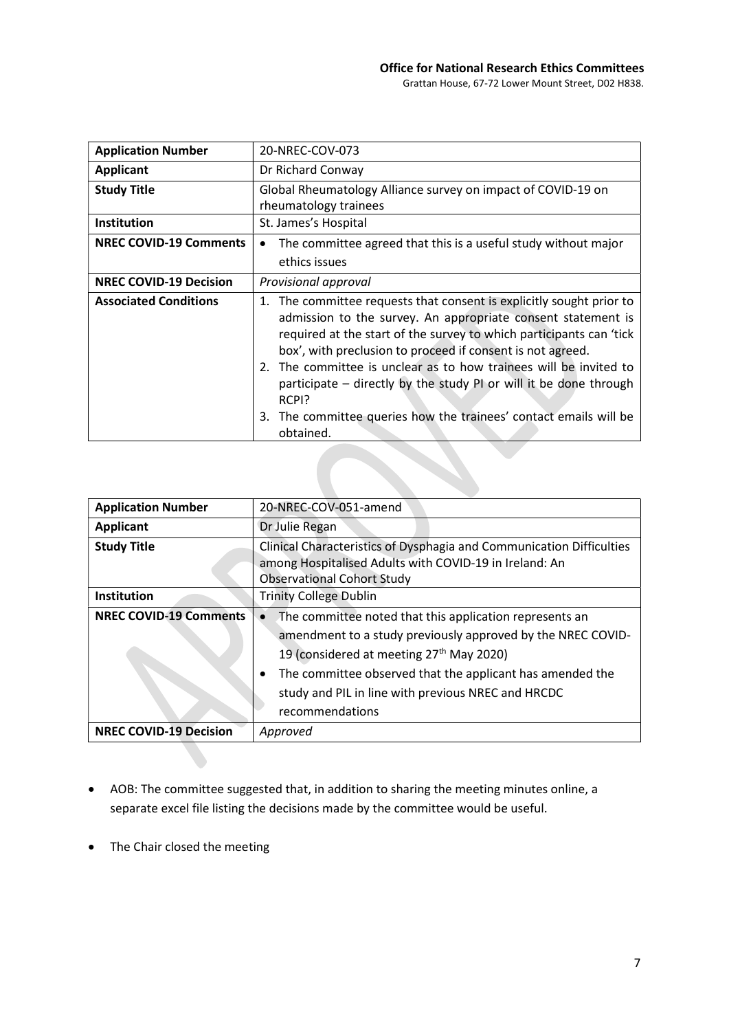| Application Number | 20-NREC-COV-073 |
| --- | --- |
| **Applicant** | Dr Richard Conway |
| **Study Title** | Global Rheumatology Alliance survey on impact of COVID-19 on rheumatology trainees |
| **Institution** | St. James's Hospital |
| **NREC COVID-19 Comments** | • The committee agreed that this is a useful study without major ethics issues |
| **NREC COVID-19 Decision** | *Provisional approval* |
| **Associated Conditions** | 1. The committee requests that consent is explicitly sought prior to admission to the survey. An appropriate consent statement is required at the start of the survey to which participants can 'tick box', with preclusion to proceed if consent is not agreed. 2. The committee is unclear as to how trainees will be invited to participate – directly by the study PI or will it be done through RCPI? 3. The committee queries how the trainees' contact emails will be obtained. |

| Application Number | 20-NREC-COV-051-amend |
| --- | --- |
| **Applicant** | Dr Julie Regan |
| **Study Title** | Clinical Characteristics of Dysphagia and Communication Difficulties among Hospitalised Adults with COVID-19 in Ireland: An Observational Cohort Study |
| **Institution** | Trinity College Dublin |
| **NREC COVID-19 Comments** | • The committee noted that this application represents an amendment to a study previously approved by the NREC COVID-19 (considered at meeting 27th May 2020) • The committee observed that the applicant has amended the study and PIL in line with previous NREC and HRCDC recommendations |
| **NREC COVID-19 Decision** | *Approved* |

- AOB: The committee suggested that, in addition to sharing the meeting minutes online, a separate excel file listing the decisions made by the committee would be useful.
- The Chair closed the meeting